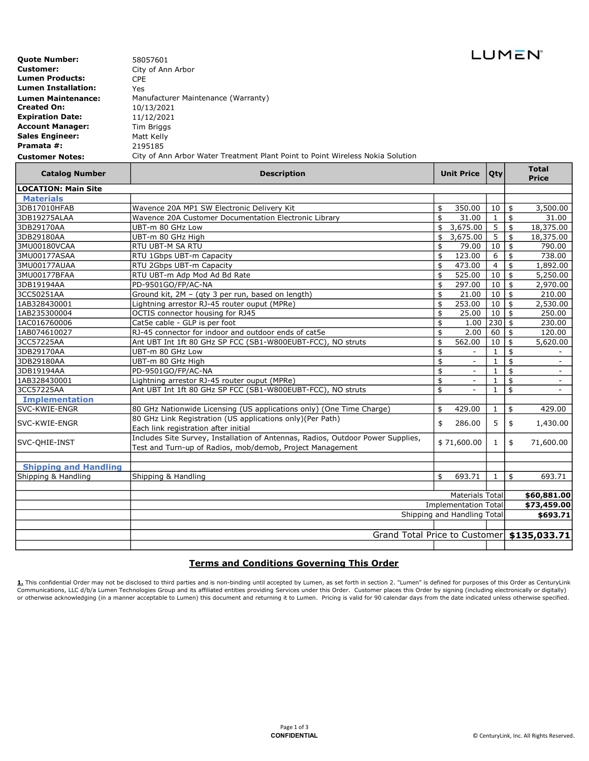LUMEN

**Quote Number:** 58057601
**Customer:** City of Ann Arbor
**Lumen Products:** CPE
**Lumen Installation:** Yes
**Lumen Maintenance:** Manufacturer Maintenance (Warranty)
**Created On:** 10/13/2021
**Expiration Date:** 11/12/2021
**Account Manager:** Tim Briggs
**Sales Engineer:** Matt Kelly
**Pramata #:** 2195185
**Customer Notes:** City of Ann Arbor Water Treatment Plant Point to Point Wireless Nokia Solution

| Catalog Number | Description | Unit Price | Qty | Total Price |
|---|---|---|---|---|
| **LOCATION: Main Site** | | | | |
| **Materials** | | | | |
| 3DB17010HFAB | Wavence 20A MP1 SW Electronic Delivery Kit | $ 350.00 | 10 | $ 3,500.00 |
| 3DB19275ALAA | Wavence 20A Customer Documentation Electronic Library | $ 31.00 | 1 | $ 31.00 |
| 3DB29170AA | UBT-m 80 GHz Low | $ 3,675.00 | 5 | $ 18,375.00 |
| 3DB29180AA | UBT-m 80 GHz High | $ 3,675.00 | 5 | $ 18,375.00 |
| 3MU00180VCAA | RTU UBT-M SA RTU | $ 79.00 | 10 | $ 790.00 |
| 3MU00177ASAA | RTU 1Gbps UBT-m Capacity | $ 123.00 | 6 | $ 738.00 |
| 3MU00177AUAA | RTU 2Gbps UBT-m Capacity | $ 473.00 | 4 | $ 1,892.00 |
| 3MU00177BFAA | RTU UBT-m Adp Mod Ad Bd Rate | $ 525.00 | 10 | $ 5,250.00 |
| 3DB19194AA | PD-9501GO/FP/AC-NA | $ 297.00 | 10 | $ 2,970.00 |
| 3CC50251AA | Ground kit, 2M – (qty 3 per run, based on length) | $ 21.00 | 10 | $ 210.00 |
| 1AB328430001 | Lightning arrestor RJ-45 router ouput (MPRe) | $ 253.00 | 10 | $ 2,530.00 |
| 1AB235300004 | OCTIS connector housing for RJ45 | $ 25.00 | 10 | $ 250.00 |
| 1AC016760006 | Cat5e cable - GLP is per foot | $ 1.00 | 230 | $ 230.00 |
| 1AB074610027 | RJ-45 connector for indoor and outdoor ends of cat5e | $ 2.00 | 60 | $ 120.00 |
| 3CC57225AA | Ant UBT Int 1ft 80 GHz SP FCC (SB1-W800EUBT-FCC), NO struts | $ 562.00 | 10 | $ 5,620.00 |
| 3DB29170AA | UBT-m 80 GHz Low | $ - | 1 | $ - |
| 3DB29180AA | UBT-m 80 GHz High | $ - | 1 | $ - |
| 3DB19194AA | PD-9501GO/FP/AC-NA | $ - | 1 | $ - |
| 1AB328430001 | Lightning arrestor RJ-45 router ouput (MPRe) | $ - | 1 | $ - |
| 3CC57225AA | Ant UBT Int 1ft 80 GHz SP FCC (SB1-W800EUBT-FCC), NO struts | $ - | 1 | $ - |
| **Implementation** | | | | |
| SVC-KWIE-ENGR | 80 GHz Nationwide Licensing (US applications only) (One Time Charge) | $ 429.00 | 1 | $ 429.00 |
| SVC-KWIE-ENGR | 80 GHz Link Registration (US applications only)(Per Path) Each link registration after initial | $ 286.00 | 5 | $ 1,430.00 |
| SVC-QHIE-INST | Includes Site Survey, Installation of Antennas, Radios, Outdoor Power Supplies, Test and Turn-up of Radios, mob/demob, Project Management | $ 71,600.00 | 1 | $ 71,600.00 |
| | | | | |
| **Shipping and Handling** | | | | |
| Shipping & Handling | Shipping & Handling | $ 693.71 | 1 | $ 693.71 |
| | | | | |
| | Materials Total | | | **$60,881.00** |
| | Implementation Total | | | **$73,459.00** |
| | Shipping and Handling Total | | | **$693.71** |
| | | | | |
| | Grand Total Price to Customer | | | **$135,033.71** |

## Terms and Conditions Governing This Order

**1.** This confidential Order may not be disclosed to third parties and is non-binding until accepted by Lumen, as set forth in section 2. "Lumen" is defined for purposes of this Order as CenturyLink Communications, LLC d/b/a Lumen Technologies Group and its affiliated entities providing Services under this Order. Customer places this Order by signing (including electronically or digitally) or otherwise acknowledging (in a manner acceptable to Lumen) this document and returning it to Lumen. Pricing is valid for 90 calendar days from the date indicated unless otherwise specified.

CONFIDENTIAL

© CenturyLink, Inc. All Rights Reserved.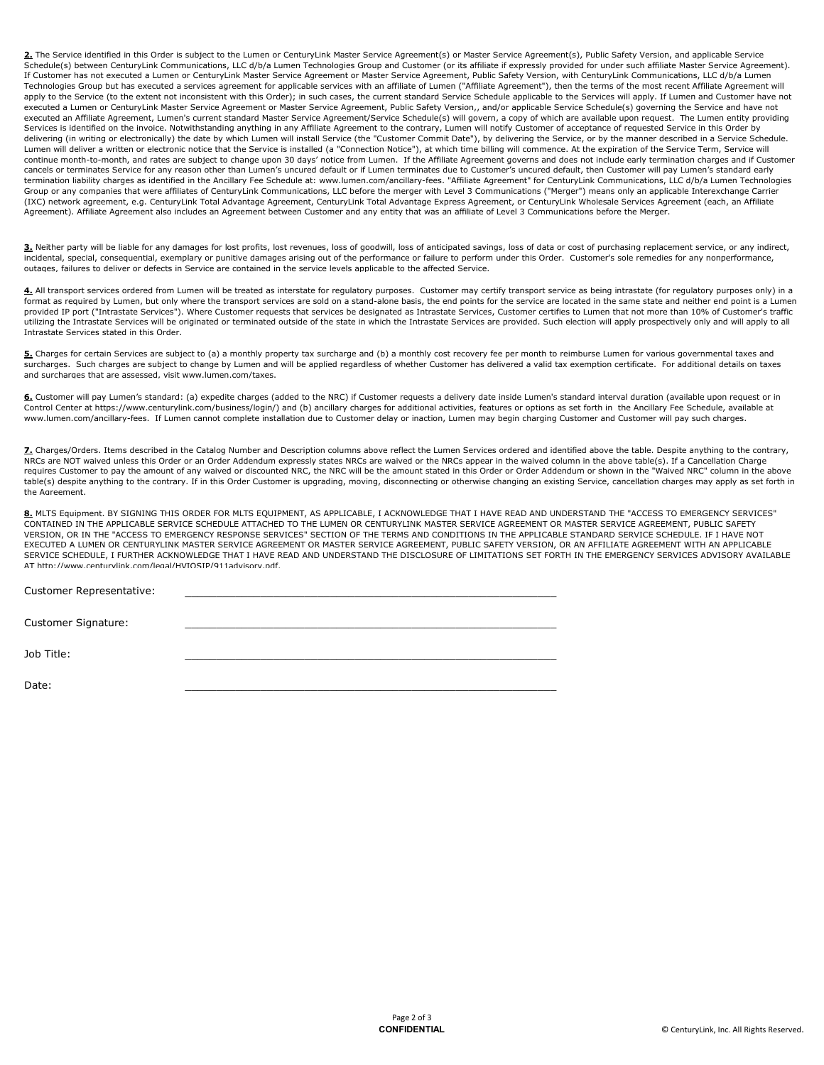**2.** The Service identified in this Order is subject to the Lumen or CenturyLink Master Service Agreement(s) or Master Service Agreement(s), Public Safety Version, and applicable Service Schedule(s) between CenturyLink Communications, LLC d/b/a Lumen Technologies Group and Customer (or its affiliate if expressly provided for under such affiliate Master Service Agreement). If Customer has not executed a Lumen or CenturyLink Master Service Agreement or Master Service Agreement, Public Safety Version, with CenturyLink Communications, LLC d/b/a Lumen Technologies Group but has executed a services agreement for applicable services with an affiliate of Lumen ("Affiliate Agreement"), then the terms of the most recent Affiliate Agreement will apply to the Service (to the extent not inconsistent with this Order); in such cases, the current standard Service Schedule applicable to the Services will apply. If Lumen and Customer have not executed a Lumen or CenturyLink Master Service Agreement or Master Service Agreement, Public Safety Version,, and/or applicable Service Schedule(s) governing the Service and have not executed an Affiliate Agreement, Lumen's current standard Master Service Agreement/Service Schedule(s) will govern, a copy of which are available upon request. The Lumen entity providing Services is identified on the invoice. Notwithstanding anything in any Affiliate Agreement to the contrary, Lumen will notify Customer of acceptance of requested Service in this Order by delivering (in writing or electronically) the date by which Lumen will install Service (the "Customer Commit Date"), by delivering the Service, or by the manner described in a Service Schedule. Lumen will deliver a written or electronic notice that the Service is installed (a "Connection Notice"), at which time billing will commence. At the expiration of the Service Term, Service will continue month-to-month, and rates are subject to change upon 30 days' notice from Lumen. If the Affiliate Agreement governs and does not include early termination charges and if Customer cancels or terminates Service for any reason other than Lumen's uncured default or if Lumen terminates due to Customer's uncured default, then Customer will pay Lumen's standard early termination liability charges as identified in the Ancillary Fee Schedule at: www.lumen.com/ancillary-fees. "Affiliate Agreement" for CenturyLink Communications, LLC d/b/a Lumen Technologies Group or any companies that were affiliates of CenturyLink Communications, LLC before the merger with Level 3 Communications ("Merger") means only an applicable Interexchange Carrier (IXC) network agreement, e.g. CenturyLink Total Advantage Agreement, CenturyLink Total Advantage Express Agreement, or CenturyLink Wholesale Services Agreement (each, an Affiliate Agreement). Affiliate Agreement also includes an Agreement between Customer and any entity that was an affiliate of Level 3 Communications before the Merger.

**3.** Neither party will be liable for any damages for lost profits, lost revenues, loss of goodwill, loss of anticipated savings, loss of data or cost of purchasing replacement service, or any indirect, incidental, special, consequential, exemplary or punitive damages arising out of the performance or failure to perform under this Order. Customer's sole remedies for any nonperformance, outages, failures to deliver or defects in Service are contained in the service levels applicable to the affected Service.

**4.** All transport services ordered from Lumen will be treated as interstate for regulatory purposes. Customer may certify transport service as being intrastate (for regulatory purposes only) in a format as required by Lumen, but only where the transport services are sold on a stand-alone basis, the end points for the service are located in the same state and neither end point is a Lumen provided IP port ("Intrastate Services"). Where Customer requests that services be designated as Intrastate Services, Customer certifies to Lumen that not more than 10% of Customer's traffic utilizing the Intrastate Services will be originated or terminated outside of the state in which the Intrastate Services are provided. Such election will apply prospectively only and will apply to all Intrastate Services stated in this Order.

**5.** Charges for certain Services are subject to (a) a monthly property tax surcharge and (b) a monthly cost recovery fee per month to reimburse Lumen for various governmental taxes and surcharges. Such charges are subject to change by Lumen and will be applied regardless of whether Customer has delivered a valid tax exemption certificate. For additional details on taxes and surcharges that are assessed, visit www.lumen.com/taxes.

**6.** Customer will pay Lumen's standard: (a) expedite charges (added to the NRC) if Customer requests a delivery date inside Lumen's standard interval duration (available upon request or in Control Center at https://www.centurylink.com/business/login/) and (b) ancillary charges for additional activities, features or options as set forth in the Ancillary Fee Schedule, available at www.lumen.com/ancillary-fees. If Lumen cannot complete installation due to Customer delay or inaction, Lumen may begin charging Customer and Customer will pay such charges.

**7.** Charges/Orders. Items described in the Catalog Number and Description columns above reflect the Lumen Services ordered and identified above the table. Despite anything to the contrary, NRCs are NOT waived unless this Order or an Order Addendum expressly states NRCs are waived or the NRCs appear in the waived column in the above table(s). If a Cancellation Charge requires Customer to pay the amount of any waived or discounted NRC, the NRC will be the amount stated in this Order or Order Addendum or shown in the "Waived NRC" column in the above table(s) despite anything to the contrary. If in this Order Customer is upgrading, moving, disconnecting or otherwise changing an existing Service, cancellation charges may apply as set forth in the Agreement.

**8.** MLTS Equipment. BY SIGNING THIS ORDER FOR MLTS EQUIPMENT, AS APPLICABLE, I ACKNOWLEDGE THAT I HAVE READ AND UNDERSTAND THE "ACCESS TO EMERGENCY SERVICES" CONTAINED IN THE APPLICABLE SERVICE SCHEDULE ATTACHED TO THE LUMEN OR CENTURYLINK MASTER SERVICE AGREEMENT OR MASTER SERVICE AGREEMENT, PUBLIC SAFETY VERSION, OR IN THE "ACCESS TO EMERGENCY RESPONSE SERVICES" SECTION OF THE TERMS AND CONDITIONS IN THE APPLICABLE STANDARD SERVICE SCHEDULE. IF I HAVE NOT EXECUTED A LUMEN OR CENTURYLINK MASTER SERVICE AGREEMENT OR MASTER SERVICE AGREEMENT, PUBLIC SAFETY VERSION, OR AN AFFILIATE AGREEMENT WITH AN APPLICABLE SERVICE SCHEDULE, I FURTHER ACKNOWLEDGE THAT I HAVE READ AND UNDERSTAND THE DISCLOSURE OF LIMITATIONS SET FORTH IN THE EMERGENCY SERVICES ADVISORY AVAILABLE AT http://www.centurylink.com/legal/HVIOSIP/911advisory.pdf.

Customer Representative: ______________________________

Customer Signature: ______________________________

Job Title: ______________________________

Date: ______________________________

**CONFIDENTIAL**

© CenturyLink, Inc. All Rights Reserved.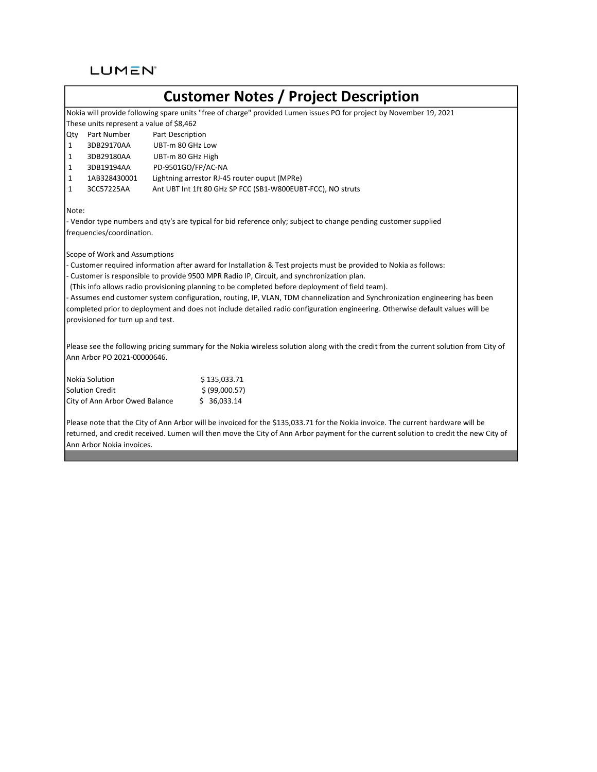LUMEN

# Customer Notes / Project Description

Nokia will provide following spare units "free of charge" provided Lumen issues PO for project by November 19, 2021

These units represent a value of $8,462

| Qty | Part Number | Part Description |
|---|---|---|
| 1 | 3DB29170AA | UBT-m 80 GHz Low |
| 1 | 3DB29180AA | UBT-m 80 GHz High |
| 1 | 3DB19194AA | PD-9501GO/FP/AC-NA |
| 1 | 1AB328430001 | Lightning arrestor RJ-45 router ouput (MPRe) |
| 1 | 3CC57225AA | Ant UBT Int 1ft 80 GHz SP FCC (SB1-W800EUBT-FCC), NO struts |

Note:

- Vendor type numbers and qty's are typical for bid reference only; subject to change pending customer supplied frequencies/coordination.

Scope of Work and Assumptions

- Customer required information after award for Installation & Test projects must be provided to Nokia as follows:
- Customer is responsible to provide 9500 MPR Radio IP, Circuit, and synchronization plan.
  (This info allows radio provisioning planning to be completed before deployment of field team).
- Assumes end customer system configuration, routing, IP, VLAN, TDM channelization and Synchronization engineering has been completed prior to deployment and does not include detailed radio configuration engineering. Otherwise default values will be provisioned for turn up and test.

Please see the following pricing summary for the Nokia wireless solution along with the credit from the current solution from City of Ann Arbor PO 2021-00000646.

| | |
|---|---|
| Nokia Solution | $ 135,033.71 |
| Solution Credit | $ (99,000.57) |
| City of Ann Arbor Owed Balance | $ 36,033.14 |

Please note that the City of Ann Arbor will be invoiced for the $135,033.71 for the Nokia invoice. The current hardware will be returned, and credit received. Lumen will then move the City of Ann Arbor payment for the current solution to credit the new City of Ann Arbor Nokia invoices.